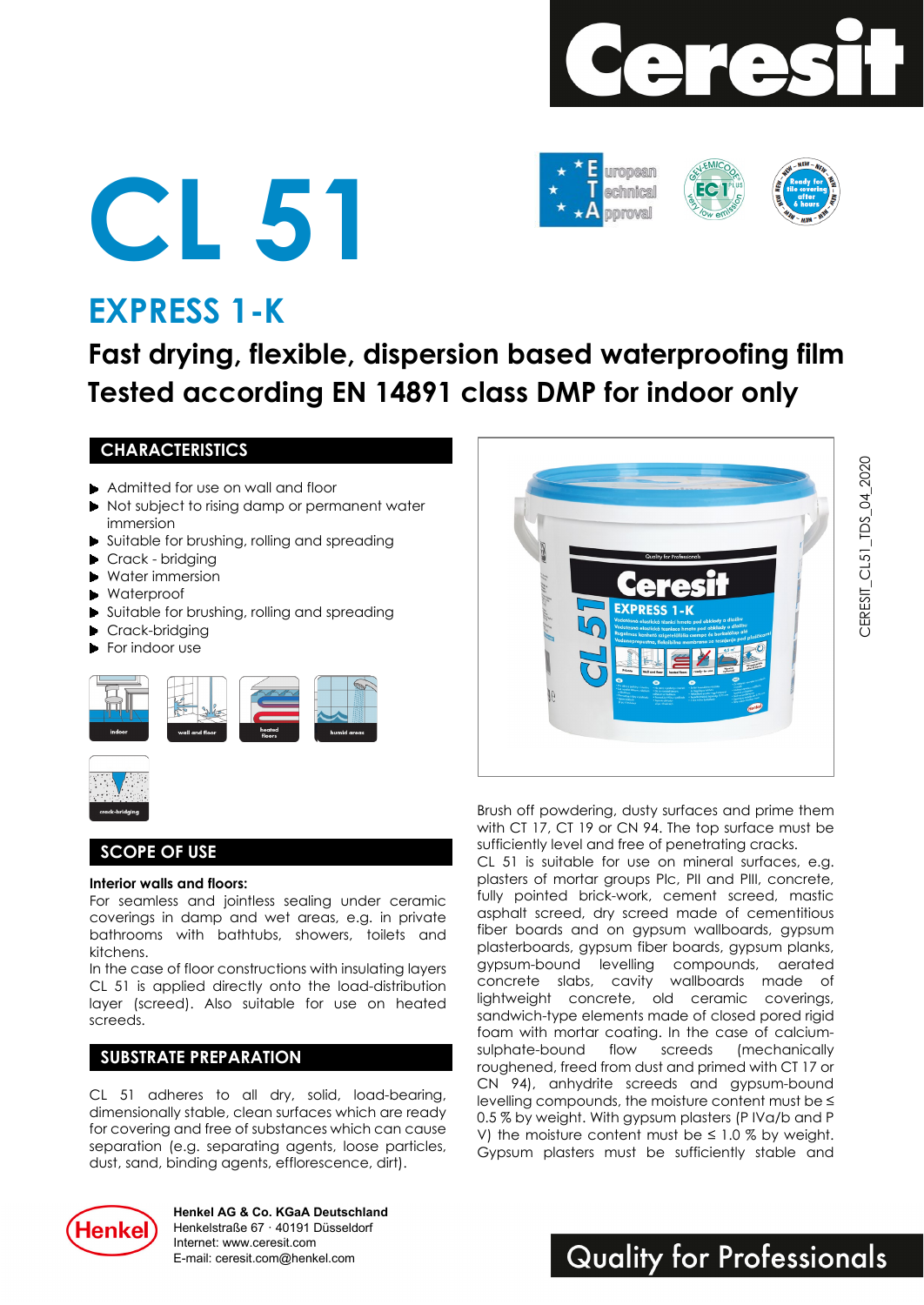# CL 51

## EXPRESS 1-K

### Fast drying, flexible, dispersion based waterproofing film
### Tested according EN 14891 class DMP for indoor only

CERESIT_CL51_TDS_04_2020

## CHARACTERISTICS

- Admitted for use on wall and floor
- Not subject to rising damp or permanent water immersion
- Suitable for brushing, rolling and spreading
- Crack - bridging
- Water immersion
- Waterproof
- Suitable for brushing, rolling and spreading
- Crack-bridging
- For indoor use

## SCOPE OF USE

**Interior walls and floors:**
For seamless and jointless sealing under ceramic coverings in damp and wet areas, e.g. in private bathrooms with bathtubs, showers, toilets and kitchens.
In the case of floor constructions with insulating layers CL 51 is applied directly onto the load-distribution layer (screed). Also suitable for use on heated screeds.

## SUBSTRATE PREPARATION

CL 51 adheres to all dry, solid, load-bearing, dimensionally stable, clean surfaces which are ready for covering and free of substances which can cause separation (e.g. separating agents, loose particles, dust, sand, binding agents, efflorescence, dirt).

Brush off powdering, dusty surfaces and prime them with CT 17, CT 19 or CN 94. The top surface must be sufficiently level and free of penetrating cracks.
CL 51 is suitable for use on mineral surfaces, e.g. plasters of mortar groups PIc, PII and PIII, concrete, fully pointed brick-work, cement screed, mastic asphalt screed, dry screed made of cementitious fiber boards and on gypsum wallboards, gypsum plasterboards, gypsum fiber boards, gypsum planks, gypsum-bound levelling compounds, aerated concrete slabs, cavity wallboards made of lightweight concrete, old ceramic coverings, sandwich-type elements made of closed pored rigid foam with mortar coating. In the case of calcium-sulphate-bound flow screeds (mechanically roughened, freed from dust and primed with CT 17 or CN 94), anhydrite screeds and gypsum-bound levelling compounds, the moisture content must be ≤ 0.5 % by weight. With gypsum plasters (P IVa/b and P V) the moisture content must be ≤ 1.0 % by weight. Gypsum plasters must be sufficiently stable and

**Henkel AG & Co. KGaA Deutschland**
Henkelstraße 67 · 40191 Düsseldorf
Internet: www.ceresit.com
E-mail: ceresit.com@henkel.com

Quality for Professionals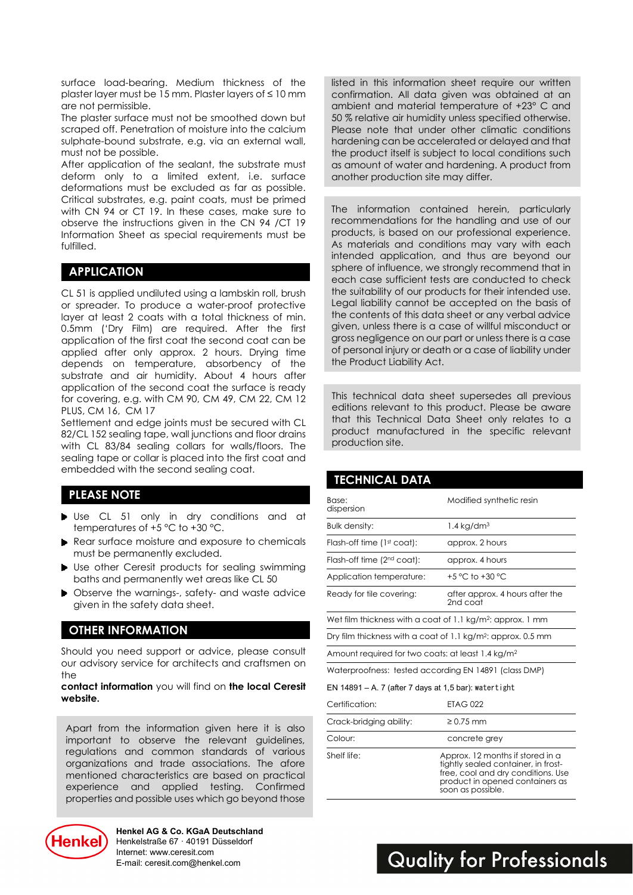surface load-bearing. Medium thickness of the plaster layer must be 15 mm. Plaster layers of ≤ 10 mm are not permissible.
The plaster surface must not be smoothed down but scraped off. Penetration of moisture into the calcium sulphate-bound substrate, e.g. via an external wall, must not be possible.
After application of the sealant, the substrate must deform only to a limited extent, i.e. surface deformations must be excluded as far as possible. Critical substrates, e.g. paint coats, must be primed with CN 94 or CT 19. In these cases, make sure to observe the instructions given in the CN 94 /CT 19 Information Sheet as special requirements must be fulfilled.

## APPLICATION

CL 51 is applied undiluted using a lambskin roll, brush or spreader. To produce a water-proof protective layer at least 2 coats with a total thickness of min. 0.5mm ('Dry Film) are required. After the first application of the first coat the second coat can be applied after only approx. 2 hours. Drying time depends on temperature, absorbency of the substrate and air humidity. About 4 hours after application of the second coat the surface is ready for covering, e.g. with CM 90, CM 49, CM 22, CM 12 PLUS, CM 16, CM 17
Settlement and edge joints must be secured with CL 82/CL 152 sealing tape, wall junctions and floor drains with CL 83/84 sealing collars for walls/floors. The sealing tape or collar is placed into the first coat and embedded with the second sealing coat.

## PLEASE NOTE

- Use CL 51 only in dry conditions and at temperatures of +5 °C to +30 °C.
- Rear surface moisture and exposure to chemicals must be permanently excluded.
- Use other Ceresit products for sealing swimming baths and permanently wet areas like CL 50
- Observe the warnings-, safety- and waste advice given in the safety data sheet.

## OTHER INFORMATION

Should you need support or advice, please consult our advisory service for architects and craftsmen on the
**contact information** you will find on **the local Ceresit website.**

Apart from the information given here it is also important to observe the relevant guidelines, regulations and common standards of various organizations and trade associations. The afore mentioned characteristics are based on practical experience and applied testing. Confirmed properties and possible uses which go beyond those listed in this information sheet require our written confirmation. All data given was obtained at an ambient and material temperature of +23° C and 50 % relative air humidity unless specified otherwise. Please note that under other climatic conditions hardening can be accelerated or delayed and that the product itself is subject to local conditions such as amount of water and hardening. A product from another production site may differ.

The information contained herein, particularly recommendations for the handling and use of our products, is based on our professional experience. As materials and conditions may vary with each intended application, and thus are beyond our sphere of influence, we strongly recommend that in each case sufficient tests are conducted to check the suitability of our products for their intended use. Legal liability cannot be accepted on the basis of the contents of this data sheet or any verbal advice given, unless there is a case of willful misconduct or gross negligence on our part or unless there is a case of personal injury or death or a case of liability under the Product Liability Act.

This technical data sheet supersedes all previous editions relevant to this product. Please be aware that this Technical Data Sheet only relates to a product manufactured in the specific relevant production site.

## TECHNICAL DATA

| | |
|---|---|
| Base: dispersion | Modified synthetic resin |
| Bulk density: | 1.4 kg/dm³ |
| Flash-off time (1st coat): | approx. 2 hours |
| Flash-off time (2nd coat): | approx. 4 hours |
| Application temperature: | +5 °C to +30 °C |
| Ready for tile covering: | after approx. 4 hours after the 2nd coat |
| Wet film thickness with a coat of 1.1 kg/m²: approx. 1 mm | |
| Dry film thickness with a coat of 1.1 kg/m²: approx. 0.5 mm | |
| Amount required for two coats: at least 1.4 kg/m² | |
| Waterproofness: tested according EN 14891 (class DMP) | |
| EN 14891 – A. 7 (after 7 days at 1,5 bar): watertight | |
| Certification: | ETAG 022 |
| Crack-bridging ability: | ≥ 0.75 mm |
| Colour: | concrete grey |
| Shelf life: | Approx. 12 months if stored in a tightly sealed container, in frost-free, cool and dry conditions. Use product in opened containers as soon as possible. |

Henkel AG & Co. KGaA Deutschland
Henkelstraße 67 · 40191 Düsseldorf
Internet: www.ceresit.com
E-mail: ceresit.com@henkel.com

Quality for Professionals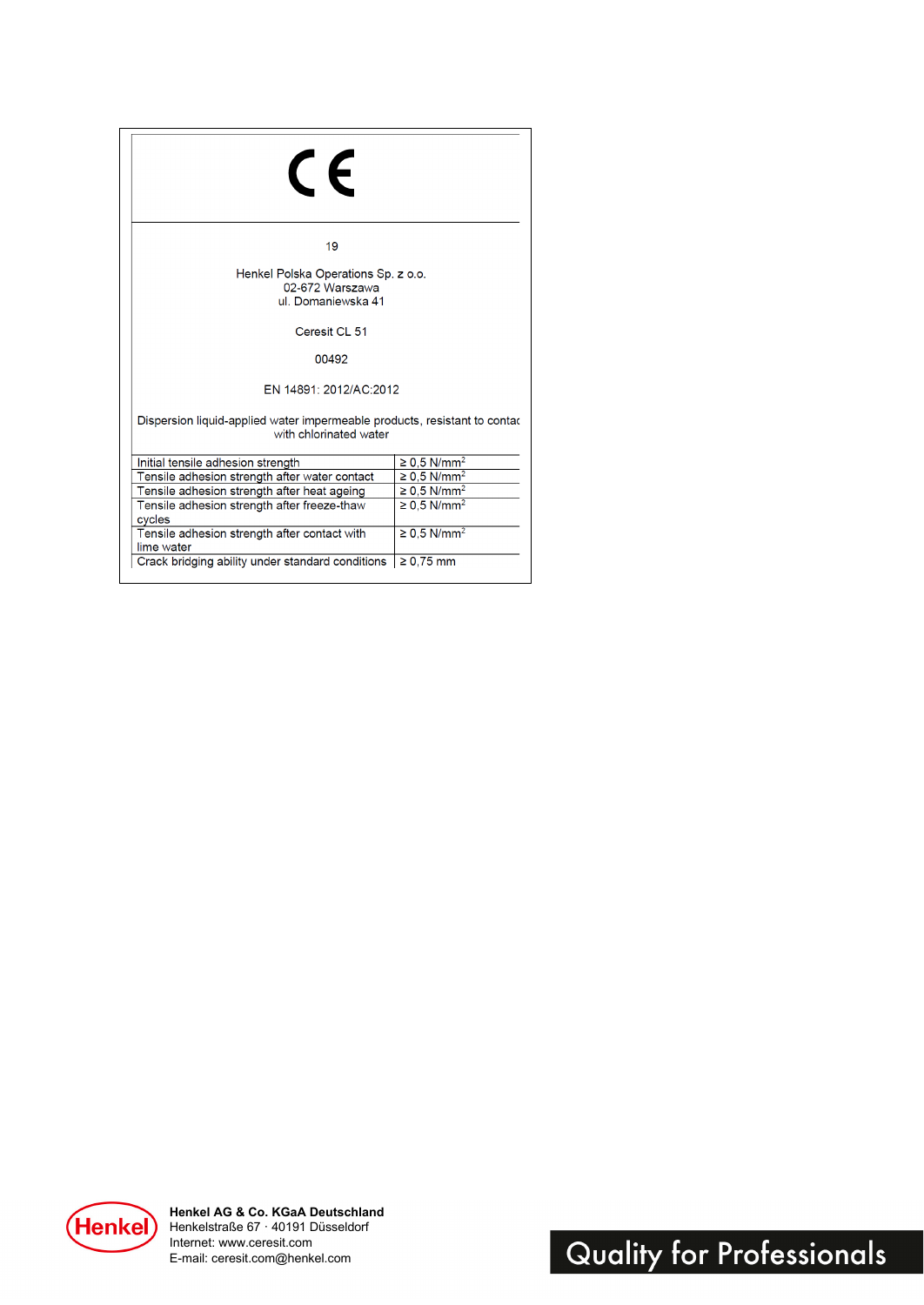CE

19

Henkel Polska Operations Sp. z o.o.
02-672 Warszawa
ul. Domaniewska 41

Ceresit CL 51

00492

EN 14891: 2012/AC:2012

Dispersion liquid-applied water impermeable products, resistant to contac
with chlorinated water

| | |
|---|---|
| Initial tensile adhesion strength | ≥ 0,5 N/mm$^2$ |
| Tensile adhesion strength after water contact | ≥ 0,5 N/mm$^2$ |
| Tensile adhesion strength after heat ageing | ≥ 0,5 N/mm$^2$ |
| Tensile adhesion strength after freeze-thaw cycles | ≥ 0,5 N/mm$^2$ |
| Tensile adhesion strength after contact with lime water | ≥ 0,5 N/mm$^2$ |
| Crack bridging ability under standard conditions | ≥ 0,75 mm |

Henkel

**Henkel AG & Co. KGaA Deutschland**
Henkelstraße 67 · 40191 Düsseldorf
Internet: www.ceresit.com
E-mail: ceresit.com@henkel.com

Quality for Professionals